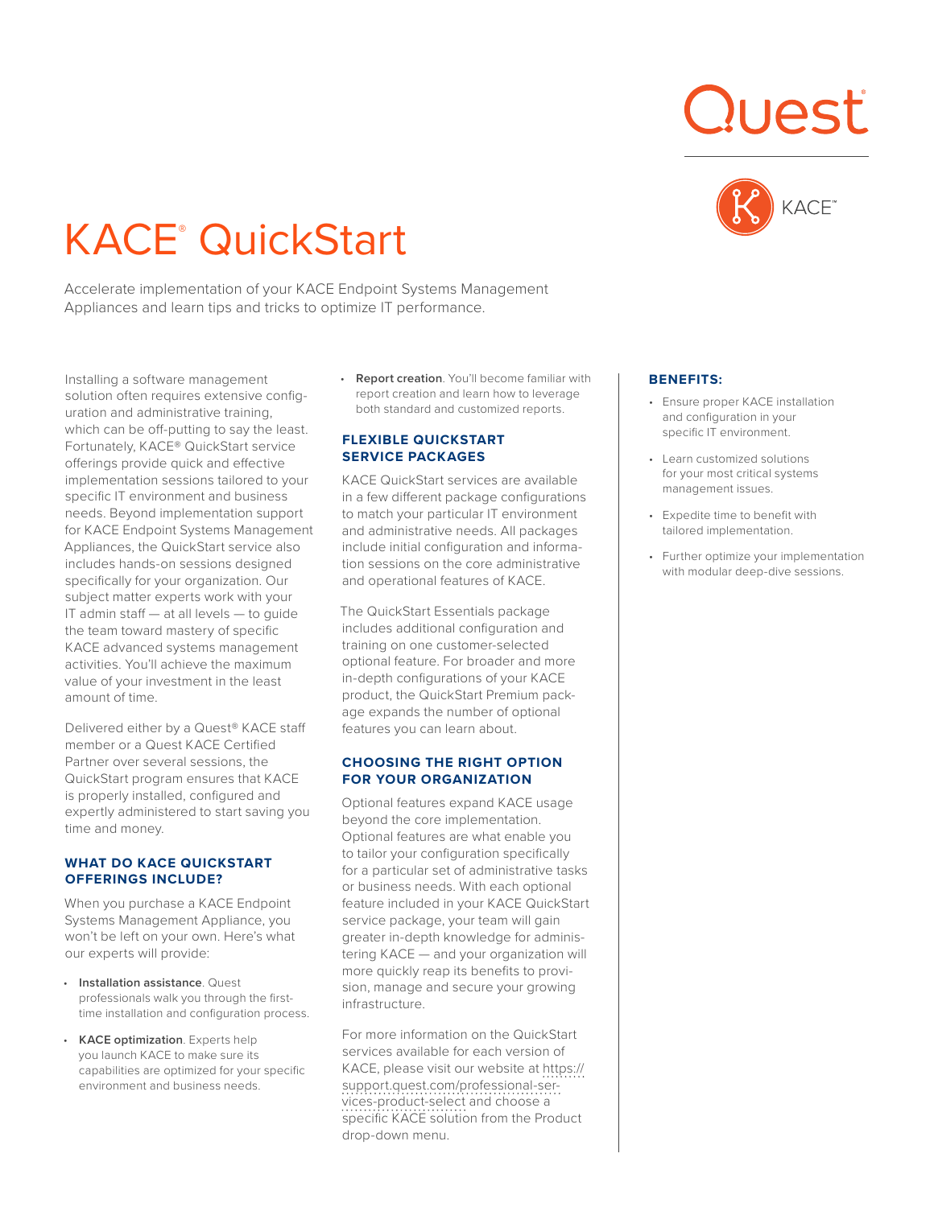# KACE® QuickStart

Accelerate implementation of your KACE Endpoint Systems Management Appliances and learn tips and tricks to optimize IT performance.

Installing a software management solution often requires extensive configuration and administrative training, which can be off-putting to say the least. Fortunately, KACE® QuickStart service offerings provide quick and effective implementation sessions tailored to your specific IT environment and business needs. Beyond implementation support for KACE Endpoint Systems Management Appliances, the QuickStart service also includes hands-on sessions designed specifically for your organization. Our subject matter experts work with your IT admin staff — at all levels — to guide the team toward mastery of specific KACE advanced systems management activities. You'll achieve the maximum value of your investment in the least amount of time.

Delivered either by a Quest® KACE staff member or a Quest KACE Certified Partner over several sessions, the QuickStart program ensures that KACE is properly installed, configured and expertly administered to start saving you time and money.

## WHAT DO KACE QUICKSTART OFFERINGS INCLUDE?

When you purchase a KACE Endpoint Systems Management Appliance, you won't be left on your own. Here's what our experts will provide:

- **Installation assistance**. Quest professionals walk you through the first-time installation and configuration process.
- **KACE optimization**. Experts help you launch KACE to make sure its capabilities are optimized for your specific environment and business needs.
- **Report creation**. You'll become familiar with report creation and learn how to leverage both standard and customized reports.

## FLEXIBLE QUICKSTART SERVICE PACKAGES

KACE QuickStart services are available in a few different package configurations to match your particular IT environment and administrative needs. All packages include initial configuration and information sessions on the core administrative and operational features of KACE.

The QuickStart Essentials package includes additional configuration and training on one customer-selected optional feature. For broader and more in-depth configurations of your KACE product, the QuickStart Premium package expands the number of optional features you can learn about.

## CHOOSING THE RIGHT OPTION FOR YOUR ORGANIZATION

Optional features expand KACE usage beyond the core implementation. Optional features are what enable you to tailor your configuration specifically for a particular set of administrative tasks or business needs. With each optional feature included in your KACE QuickStart service package, your team will gain greater in-depth knowledge for administering KACE — and your organization will more quickly reap its benefits to provision, manage and secure your growing infrastructure.

For more information on the QuickStart services available for each version of KACE, please visit our website at https://support.quest.com/professional-services-product-select and choose a specific KACE solution from the Product drop-down menu.

## BENEFITS:

- Ensure proper KACE installation and configuration in your specific IT environment.
- Learn customized solutions for your most critical systems management issues.
- Expedite time to benefit with tailored implementation.
- Further optimize your implementation with modular deep-dive sessions.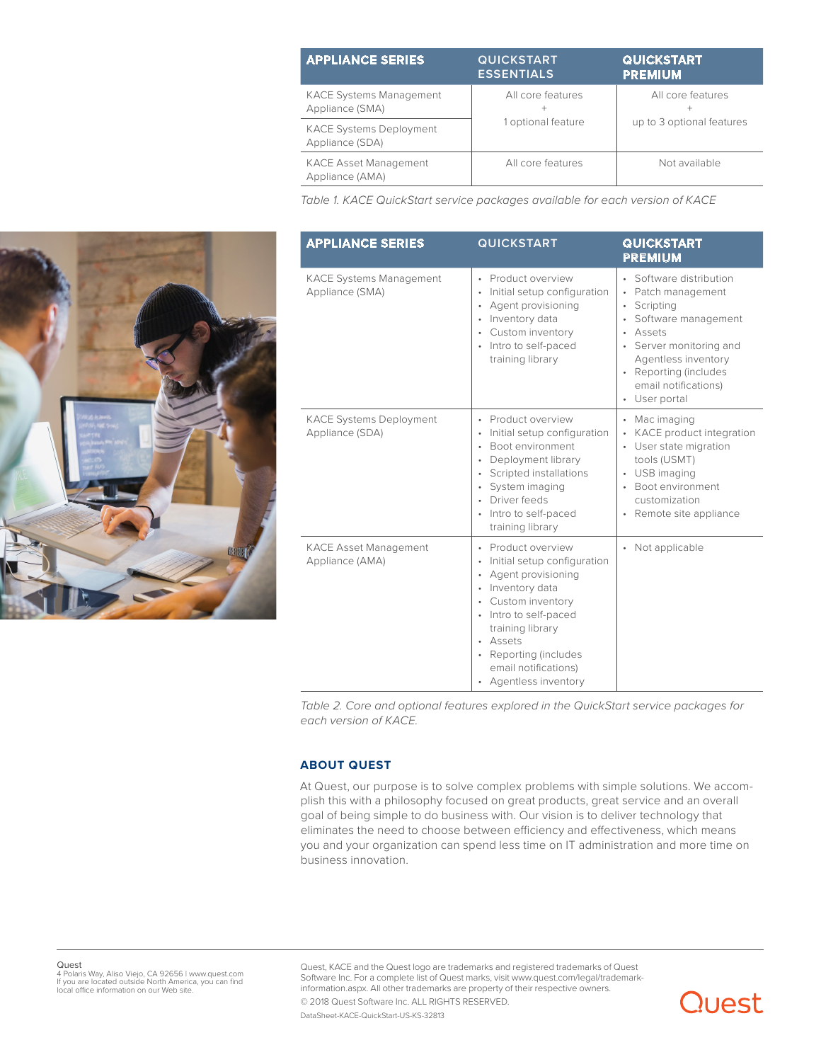| APPLIANCE SERIES | QUICKSTART ESSENTIALS | QUICKSTART PREMIUM |
|---|---|---|
| KACE Systems Management Appliance (SMA) | All core features + 1 optional feature | All core features + up to 3 optional features |
| KACE Systems Deployment Appliance (SDA) | All core features + 1 optional feature | All core features + up to 3 optional features |
| KACE Asset Management Appliance (AMA) | All core features | Not available |

*Table 1. KACE QuickStart service packages available for each version of KACE*

| APPLIANCE SERIES | QUICKSTART | QUICKSTART PREMIUM |
|---|---|---|
| KACE Systems Management Appliance (SMA) | • Product overview<br>• Initial setup configuration<br>• Agent provisioning<br>• Inventory data<br>• Custom inventory<br>• Intro to self-paced training library | • Software distribution<br>• Patch management<br>• Scripting<br>• Software management<br>• Assets<br>• Server monitoring and Agentless inventory<br>• Reporting (includes email notifications)<br>• User portal |
| KACE Systems Deployment Appliance (SDA) | • Product overview<br>• Initial setup configuration<br>• Boot environment<br>• Deployment library<br>• Scripted installations<br>• System imaging<br>• Driver feeds<br>• Intro to self-paced training library | • Mac imaging<br>• KACE product integration<br>• User state migration tools (USMT)<br>• USB imaging<br>• Boot environment customization<br>• Remote site appliance |
| KACE Asset Management Appliance (AMA) | • Product overview<br>• Initial setup configuration<br>• Agent provisioning<br>• Inventory data<br>• Custom inventory<br>• Intro to self-paced training library<br>• Assets<br>• Reporting (includes email notifications)<br>• Agentless inventory | • Not applicable |

*Table 2. Core and optional features explored in the QuickStart service packages for each version of KACE.*

## ABOUT QUEST

At Quest, our purpose is to solve complex problems with simple solutions. We accomplish this with a philosophy focused on great products, great service and an overall goal of being simple to do business with. Our vision is to deliver technology that eliminates the need to choose between efficiency and effectiveness, which means you and your organization can spend less time on IT administration and more time on business innovation.

Quest
4 Polaris Way, Aliso Viejo, CA 92656 | www.quest.com
If you are located outside North America, you can find local office information on our Web site.

Quest, KACE and the Quest logo are trademarks and registered trademarks of Quest Software Inc. For a complete list of Quest marks, visit www.quest.com/legal/trademark-information.aspx. All other trademarks are property of their respective owners.

© 2018 Quest Software Inc. ALL RIGHTS RESERVED.

DataSheet-KACE-QuickStart-US-KS-32813